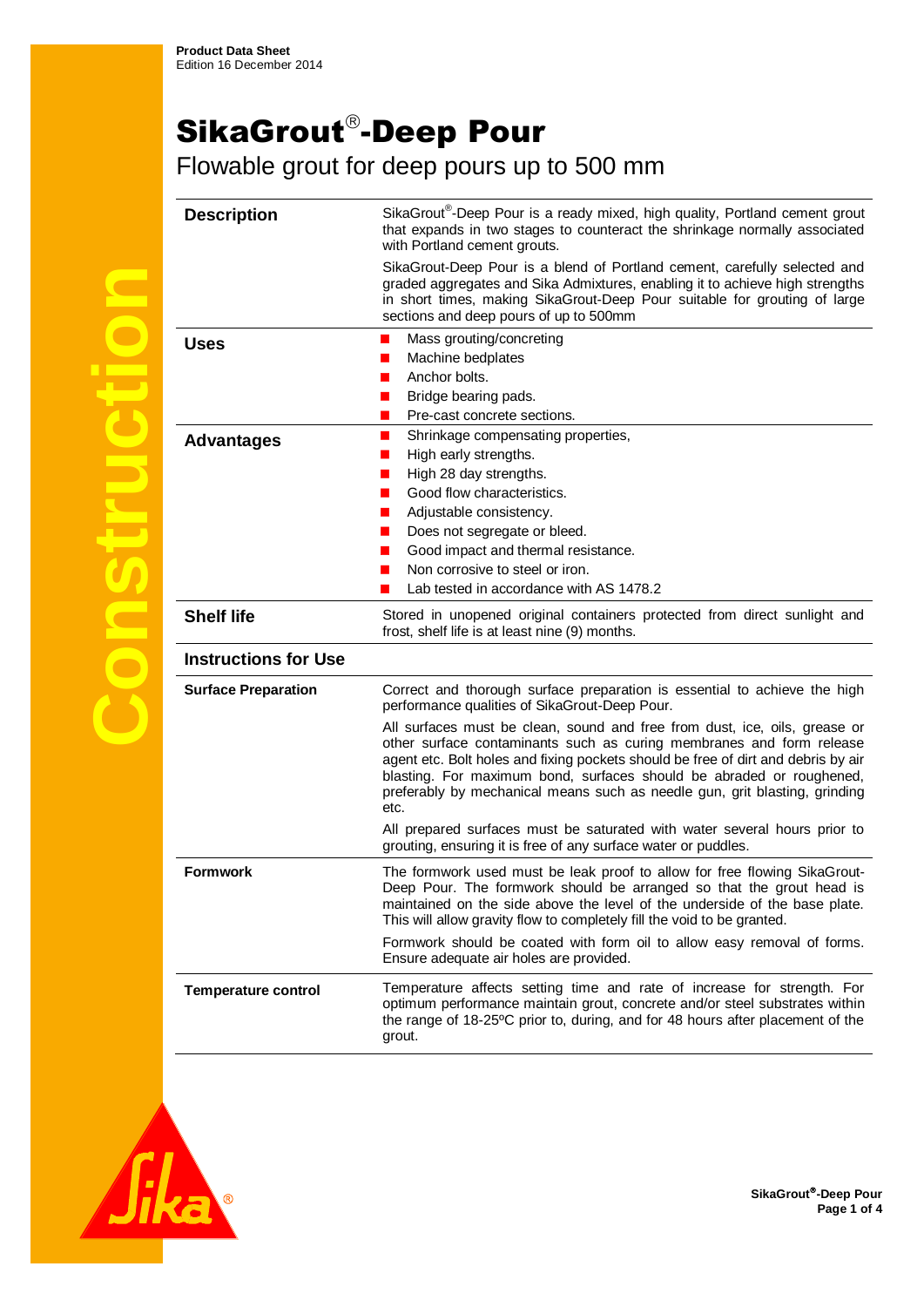**Product Data Sheet**
Edition 16 December 2014

# SikaGrout®-Deep Pour

## Flowable grout for deep pours up to 500 mm

### Description

SikaGrout®-Deep Pour is a ready mixed, high quality, Portland cement grout that expands in two stages to counteract the shrinkage normally associated with Portland cement grouts.

SikaGrout-Deep Pour is a blend of Portland cement, carefully selected and graded aggregates and Sika Admixtures, enabling it to achieve high strengths in short times, making SikaGrout-Deep Pour suitable for grouting of large sections and deep pours of up to 500mm

### Uses

- Mass grouting/concreting
- Machine bedplates
- Anchor bolts.
- Bridge bearing pads.
- Pre-cast concrete sections.

### Advantages

- Shrinkage compensating properties,
- High early strengths.
- High 28 day strengths.
- Good flow characteristics.
- Adjustable consistency.
- Does not segregate or bleed.
- Good impact and thermal resistance.
- Non corrosive to steel or iron.
- Lab tested in accordance with AS 1478.2

### Shelf life

Stored in unopened original containers protected from direct sunlight and frost, shelf life is at least nine (9) months.

## Instructions for Use

### Surface Preparation

Correct and thorough surface preparation is essential to achieve the high performance qualities of SikaGrout-Deep Pour.

All surfaces must be clean, sound and free from dust, ice, oils, grease or other surface contaminants such as curing membranes and form release agent etc. Bolt holes and fixing pockets should be free of dirt and debris by air blasting. For maximum bond, surfaces should be abraded or roughened, preferably by mechanical means such as needle gun, grit blasting, grinding etc.

All prepared surfaces must be saturated with water several hours prior to grouting, ensuring it is free of any surface water or puddles.

### Formwork

The formwork used must be leak proof to allow for free flowing SikaGrout-Deep Pour. The formwork should be arranged so that the grout head is maintained on the side above the level of the underside of the base plate. This will allow gravity flow to completely fill the void to be granted.

Formwork should be coated with form oil to allow easy removal of forms. Ensure adequate air holes are provided.

### Temperature control

Temperature affects setting time and rate of increase for strength. For optimum performance maintain grout, concrete and/or steel substrates within the range of 18-25ºC prior to, during, and for 48 hours after placement of the grout.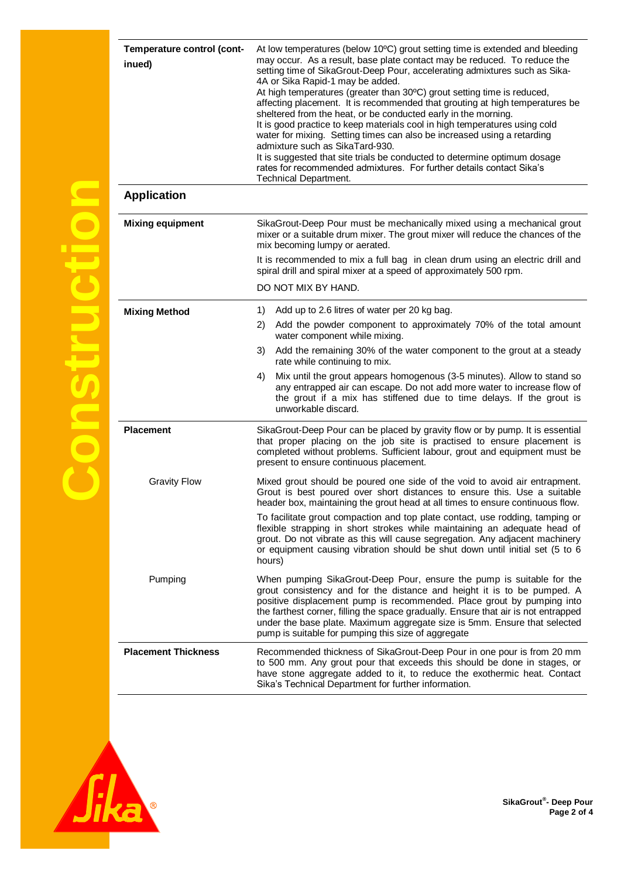| | |
|---|---|
| **Temperature control (continued)** | At low temperatures (below 10ºC) grout setting time is extended and bleeding may occur. As a result, base plate contact may be reduced. To reduce the setting time of SikaGrout-Deep Pour, accelerating admixtures such as Sika-4A or Sika Rapid-1 may be added.<br>At high temperatures (greater than 30ºC) grout setting time is reduced, affecting placement. It is recommended that grouting at high temperatures be sheltered from the heat, or be conducted early in the morning.<br>It is good practice to keep materials cool in high temperatures using cold water for mixing. Setting times can also be increased using a retarding admixture such as SikaTard-930.<br>It is suggested that site trials be conducted to determine optimum dosage rates for recommended admixtures. For further details contact Sika's Technical Department. |

## Application

| | |
|---|---|
| **Mixing equipment** | SikaGrout-Deep Pour must be mechanically mixed using a mechanical grout mixer or a suitable drum mixer. The grout mixer will reduce the chances of the mix becoming lumpy or aerated.<br>It is recommended to mix a full bag in clean drum using an electric drill and spiral drill and spiral mixer at a speed of approximately 500 rpm.<br>DO NOT MIX BY HAND. |
| **Mixing Method** | 1) Add up to 2.6 litres of water per 20 kg bag.<br>2) Add the powder component to approximately 70% of the total amount water component while mixing.<br>3) Add the remaining 30% of the water component to the grout at a steady rate while continuing to mix.<br>4) Mix until the grout appears homogenous (3-5 minutes). Allow to stand so any entrapped air can escape. Do not add more water to increase flow of the grout if a mix has stiffened due to time delays. If the grout is unworkable discard. |
| **Placement** | SikaGrout-Deep Pour can be placed by gravity flow or by pump. It is essential that proper placing on the job site is practised to ensure placement is completed without problems. Sufficient labour, grout and equipment must be present to ensure continuous placement. |
| Gravity Flow | Mixed grout should be poured one side of the void to avoid air entrapment. Grout is best poured over short distances to ensure this. Use a suitable header box, maintaining the grout head at all times to ensure continuous flow.<br>To facilitate grout compaction and top plate contact, use rodding, tamping or flexible strapping in short strokes while maintaining an adequate head of grout. Do not vibrate as this will cause segregation. Any adjacent machinery or equipment causing vibration should be shut down until initial set (5 to 6 hours) |
| Pumping | When pumping SikaGrout-Deep Pour, ensure the pump is suitable for the grout consistency and for the distance and height it is to be pumped. A positive displacement pump is recommended. Place grout by pumping into the farthest corner, filling the space gradually. Ensure that air is not entrapped under the base plate. Maximum aggregate size is 5mm. Ensure that selected pump is suitable for pumping this size of aggregate |
| **Placement Thickness** | Recommended thickness of SikaGrout-Deep Pour in one pour is from 20 mm to 500 mm. Any grout pour that exceeds this should be done in stages, or have stone aggregate added to it, to reduce the exothermic heat. Contact Sika's Technical Department for further information. |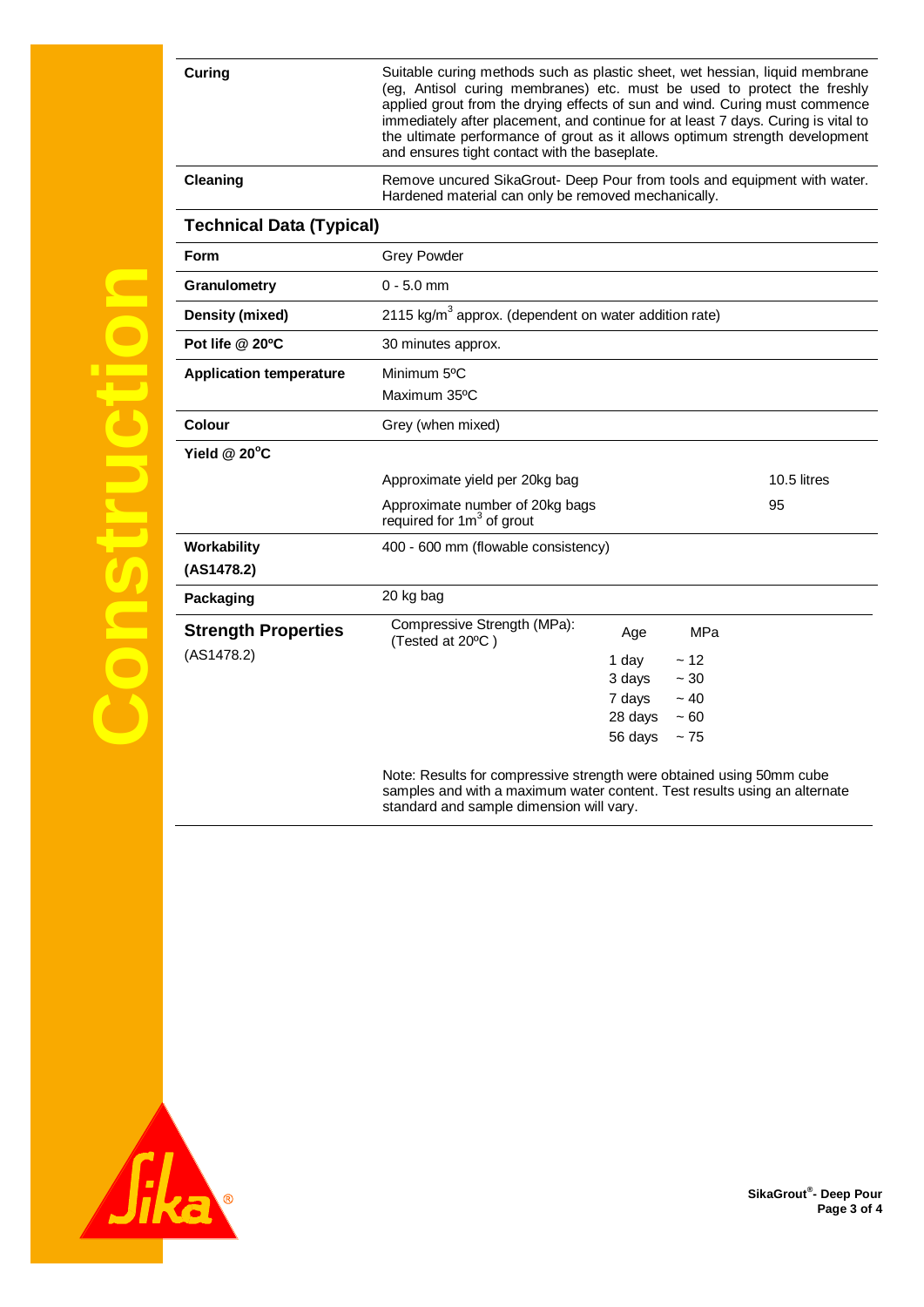| | |
|---|---|
| **Curing** | Suitable curing methods such as plastic sheet, wet hessian, liquid membrane (eg, Antisol curing membranes) etc. must be used to protect the freshly applied grout from the drying effects of sun and wind. Curing must commence immediately after placement, and continue for at least 7 days. Curing is vital to the ultimate performance of grout as it allows optimum strength development and ensures tight contact with the baseplate. |
| **Cleaning** | Remove uncured SikaGrout- Deep Pour from tools and equipment with water. Hardened material can only be removed mechanically. |

## Technical Data (Typical)

| | | |
|---|---|---|
| **Form** | Grey Powder | |
| **Granulometry** | 0 - 5.0 mm | |
| **Density (mixed)** | 2115 kg/m$^3$ approx. (dependent on water addition rate) | |
| **Pot life @ 20ºC** | 30 minutes approx. | |
| **Application temperature** | Minimum 5ºC<br>Maximum 35ºC | |
| **Colour** | Grey (when mixed) | |
| **Yield @ 20ºC** | Approximate yield per 20kg bag | 10.5 litres |
| | Approximate number of 20kg bags required for 1m$^3$ of grout | 95 |
| **Workability (AS1478.2)** | 400 - 600 mm (flowable consistency) | |
| **Packaging** | 20 kg bag | |

**Strength Properties**
(AS1478.2)

Compressive Strength (MPa):
(Tested at 20ºC )

| Age | MPa |
|---|---|
| 1 day | ~ 12 |
| 3 days | ~ 30 |
| 7 days | ~ 40 |
| 28 days | ~ 60 |
| 56 days | ~ 75 |

Note: Results for compressive strength were obtained using 50mm cube samples and with a maximum water content. Test results using an alternate standard and sample dimension will vary.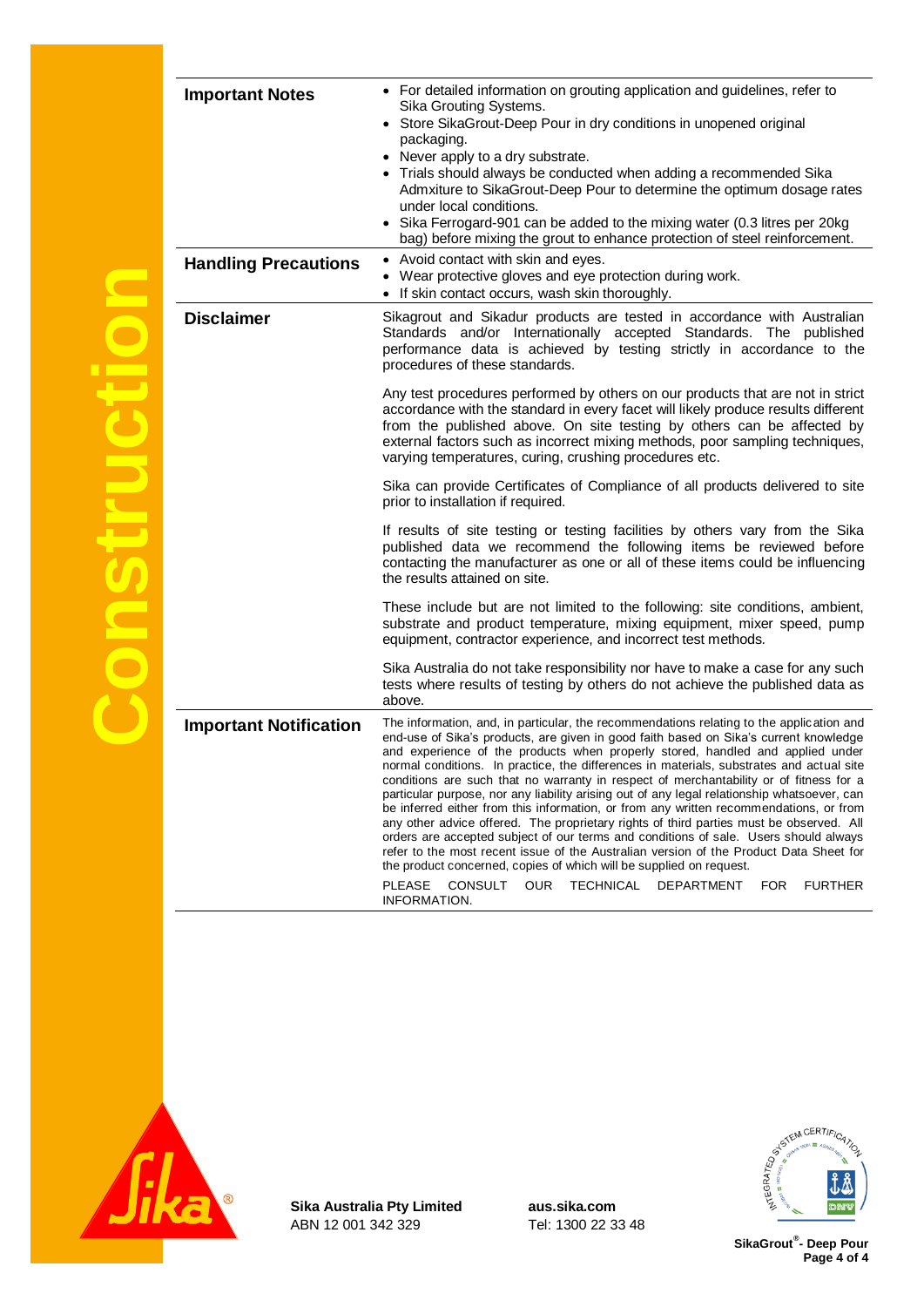## Important Notes

- For detailed information on grouting application and guidelines, refer to Sika Grouting Systems.
- Store SikaGrout-Deep Pour in dry conditions in unopened original packaging.
- Never apply to a dry substrate.
- Trials should always be conducted when adding a recommended Sika Admxiture to SikaGrout-Deep Pour to determine the optimum dosage rates under local conditions.
- Sika Ferrogard-901 can be added to the mixing water (0.3 litres per 20kg bag) before mixing the grout to enhance protection of steel reinforcement.

## Handling Precautions

- Avoid contact with skin and eyes.
- Wear protective gloves and eye protection during work.
- If skin contact occurs, wash skin thoroughly.

## Disclaimer

Sikagrout and Sikadur products are tested in accordance with Australian Standards and/or Internationally accepted Standards. The published performance data is achieved by testing strictly in accordance to the procedures of these standards.

Any test procedures performed by others on our products that are not in strict accordance with the standard in every facet will likely produce results different from the published above. On site testing by others can be affected by external factors such as incorrect mixing methods, poor sampling techniques, varying temperatures, curing, crushing procedures etc.

Sika can provide Certificates of Compliance of all products delivered to site prior to installation if required.

If results of site testing or testing facilities by others vary from the Sika published data we recommend the following items be reviewed before contacting the manufacturer as one or all of these items could be influencing the results attained on site.

These include but are not limited to the following: site conditions, ambient, substrate and product temperature, mixing equipment, mixer speed, pump equipment, contractor experience, and incorrect test methods.

Sika Australia do not take responsibility nor have to make a case for any such tests where results of testing by others do not achieve the published data as above.

## Important Notification

The information, and, in particular, the recommendations relating to the application and end-use of Sika's products, are given in good faith based on Sika's current knowledge and experience of the products when properly stored, handled and applied under normal conditions. In practice, the differences in materials, substrates and actual site conditions are such that no warranty in respect of merchantability or of fitness for a particular purpose, nor any liability arising out of any legal relationship whatsoever, can be inferred either from this information, or from any written recommendations, or from any other advice offered. The proprietary rights of third parties must be observed. All orders are accepted subject of our terms and conditions of sale. Users should always refer to the most recent issue of the Australian version of the Product Data Sheet for the product concerned, copies of which will be supplied on request.

PLEASE CONSULT OUR TECHNICAL DEPARTMENT FOR FURTHER INFORMATION.

**Sika Australia Pty Limited**
ABN 12 001 342 329

**aus.sika.com**
Tel: 1300 22 33 48